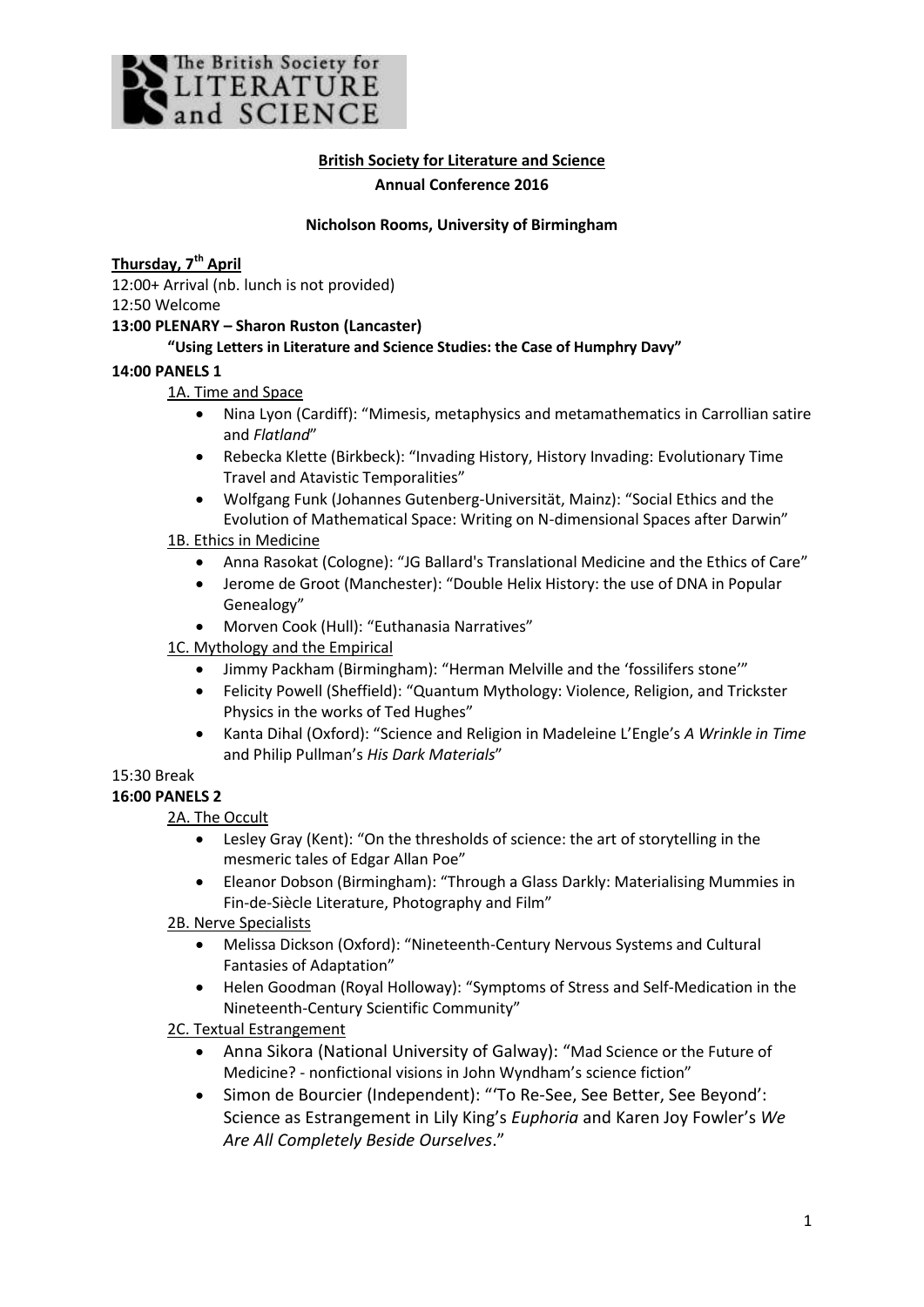**British Society for Literature and Science**

**Annual Conference 2016**

**Nicholson Rooms, University of Birmingham**

## Thursday, 7th April

12:00+ Arrival (nb. lunch is not provided)

12:50 Welcome

**13:00 PLENARY – Sharon Ruston (Lancaster)**

**"Using Letters in Literature and Science Studies: the Case of Humphry Davy"**

**14:00 PANELS 1**

1A. Time and Space

- Nina Lyon (Cardiff): "Mimesis, metaphysics and metamathematics in Carrollian satire and *Flatland*"
- Rebecka Klette (Birkbeck): "Invading History, History Invading: Evolutionary Time Travel and Atavistic Temporalities"
- Wolfgang Funk (Johannes Gutenberg-Universität, Mainz): "Social Ethics and the Evolution of Mathematical Space: Writing on N-dimensional Spaces after Darwin"

1B. Ethics in Medicine

- Anna Rasokat (Cologne): "JG Ballard's Translational Medicine and the Ethics of Care"
- Jerome de Groot (Manchester): "Double Helix History: the use of DNA in Popular Genealogy"
- Morven Cook (Hull): "Euthanasia Narratives"

1C. Mythology and the Empirical

- Jimmy Packham (Birmingham): "Herman Melville and the 'fossilifers stone'"
- Felicity Powell (Sheffield): "Quantum Mythology: Violence, Religion, and Trickster Physics in the works of Ted Hughes"
- Kanta Dihal (Oxford): "Science and Religion in Madeleine L'Engle's *A Wrinkle in Time* and Philip Pullman's *His Dark Materials*"

15:30 Break

**16:00 PANELS 2**

2A. The Occult

- Lesley Gray (Kent): "On the thresholds of science: the art of storytelling in the mesmeric tales of Edgar Allan Poe"
- Eleanor Dobson (Birmingham): "Through a Glass Darkly: Materialising Mummies in Fin-de-Siècle Literature, Photography and Film"

2B. Nerve Specialists

- Melissa Dickson (Oxford): "Nineteenth-Century Nervous Systems and Cultural Fantasies of Adaptation"
- Helen Goodman (Royal Holloway): "Symptoms of Stress and Self-Medication in the Nineteenth-Century Scientific Community"

2C. Textual Estrangement

- Anna Sikora (National University of Galway): "Mad Science or the Future of Medicine? - nonfictional visions in John Wyndham's science fiction"
- Simon de Bourcier (Independent): "'To Re-See, See Better, See Beyond': Science as Estrangement in Lily King's *Euphoria* and Karen Joy Fowler's *We Are All Completely Beside Ourselves*."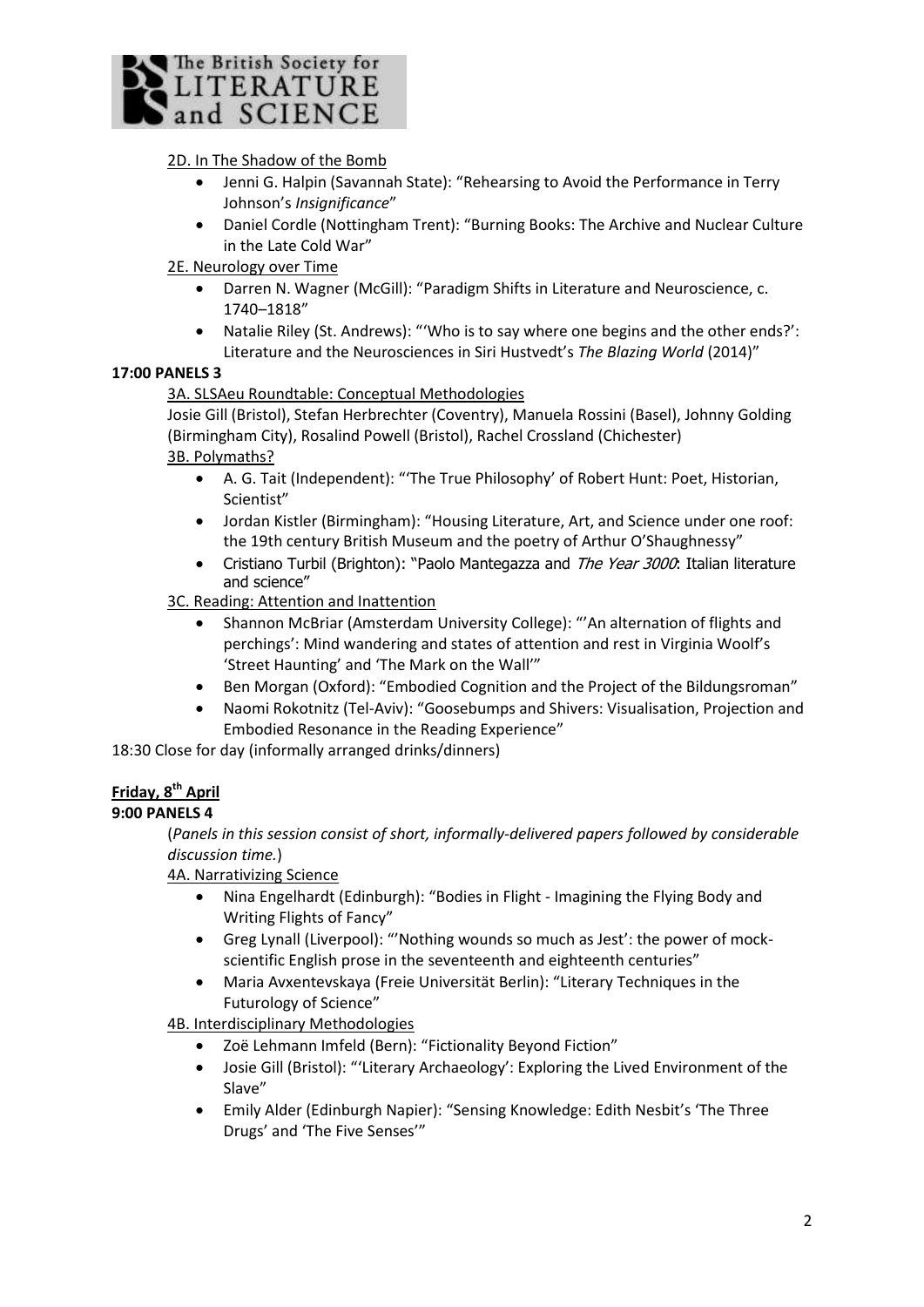2D. In The Shadow of the Bomb

- Jenni G. Halpin (Savannah State): "Rehearsing to Avoid the Performance in Terry Johnson's *Insignificance*"
- Daniel Cordle (Nottingham Trent): "Burning Books: The Archive and Nuclear Culture in the Late Cold War"

2E. Neurology over Time

- Darren N. Wagner (McGill): "Paradigm Shifts in Literature and Neuroscience, c. 1740–1818"
- Natalie Riley (St. Andrews): "'Who is to say where one begins and the other ends?': Literature and the Neurosciences in Siri Hustvedt's *The Blazing World* (2014)"

**17:00 PANELS 3**

3A. SLSAeu Roundtable: Conceptual Methodologies

Josie Gill (Bristol), Stefan Herbrechter (Coventry), Manuela Rossini (Basel), Johnny Golding (Birmingham City), Rosalind Powell (Bristol), Rachel Crossland (Chichester)

3B. Polymaths?

- A. G. Tait (Independent): "'The True Philosophy' of Robert Hunt: Poet, Historian, Scientist"
- Jordan Kistler (Birmingham): "Housing Literature, Art, and Science under one roof: the 19th century British Museum and the poetry of Arthur O'Shaughnessy"
- Cristiano Turbil (Brighton): "Paolo Mantegazza and *The Year 3000*: Italian literature and science"

3C. Reading: Attention and Inattention

- Shannon McBriar (Amsterdam University College): "'An alternation of flights and perchings': Mind wandering and states of attention and rest in Virginia Woolf's 'Street Haunting' and 'The Mark on the Wall'"
- Ben Morgan (Oxford): "Embodied Cognition and the Project of the Bildungsroman"
- Naomi Rokotnitz (Tel-Aviv): "Goosebumps and Shivers: Visualisation, Projection and Embodied Resonance in the Reading Experience"

18:30 Close for day (informally arranged drinks/dinners)

**Friday, 8th April**

**9:00 PANELS 4**

(*Panels in this session consist of short, informally-delivered papers followed by considerable discussion time.*)

4A. Narrativizing Science

- Nina Engelhardt (Edinburgh): "Bodies in Flight - Imagining the Flying Body and Writing Flights of Fancy"
- Greg Lynall (Liverpool): "'Nothing wounds so much as Jest': the power of mock-scientific English prose in the seventeenth and eighteenth centuries"
- Maria Avxentevskaya (Freie Universität Berlin): "Literary Techniques in the Futurology of Science"

4B. Interdisciplinary Methodologies

- Zoë Lehmann Imfeld (Bern): "Fictionality Beyond Fiction"
- Josie Gill (Bristol): "'Literary Archaeology': Exploring the Lived Environment of the Slave"
- Emily Alder (Edinburgh Napier): "Sensing Knowledge: Edith Nesbit's 'The Three Drugs' and 'The Five Senses'"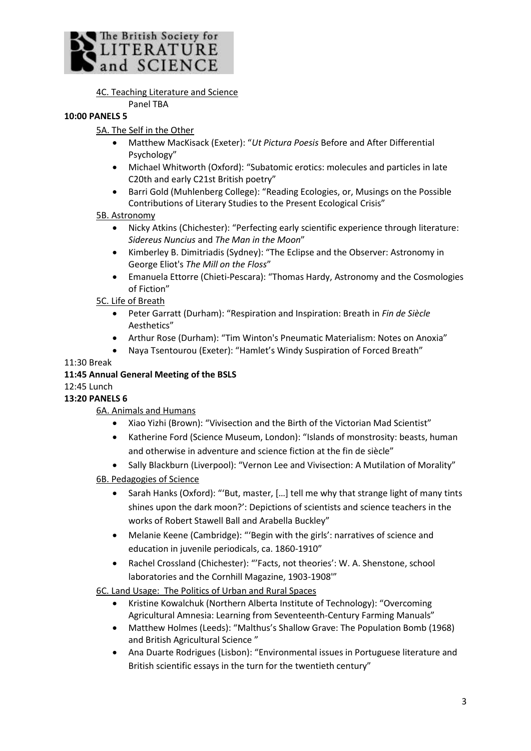4C. Teaching Literature and Science

Panel TBA

**10:00 PANELS 5**

5A. The Self in the Other

- Matthew MacKisack (Exeter): "*Ut Pictura Poesis* Before and After Differential Psychology"
- Michael Whitworth (Oxford): "Subatomic erotics: molecules and particles in late C20th and early C21st British poetry"
- Barri Gold (Muhlenberg College): "Reading Ecologies, or, Musings on the Possible Contributions of Literary Studies to the Present Ecological Crisis"

5B. Astronomy

- Nicky Atkins (Chichester): "Perfecting early scientific experience through literature: *Sidereus Nuncius* and *The Man in the Moon*"
- Kimberley B. Dimitriadis (Sydney): "The Eclipse and the Observer: Astronomy in George Eliot's *The Mill on the Floss*"
- Emanuela Ettorre (Chieti-Pescara): "Thomas Hardy, Astronomy and the Cosmologies of Fiction"

5C. Life of Breath

- Peter Garratt (Durham): "Respiration and Inspiration: Breath in *Fin de Siècle* Aesthetics"
- Arthur Rose (Durham): "Tim Winton's Pneumatic Materialism: Notes on Anoxia"
- Naya Tsentourou (Exeter): "Hamlet's Windy Suspiration of Forced Breath"

11:30 Break

**11:45 Annual General Meeting of the BSLS**

12:45 Lunch

**13:20 PANELS 6**

6A. Animals and Humans

- Xiao Yizhi (Brown): "Vivisection and the Birth of the Victorian Mad Scientist"
- Katherine Ford (Science Museum, London): "Islands of monstrosity: beasts, human and otherwise in adventure and science fiction at the fin de siècle"
- Sally Blackburn (Liverpool): "Vernon Lee and Vivisection: A Mutilation of Morality"

6B. Pedagogies of Science

- Sarah Hanks (Oxford): "'But, master, […] tell me why that strange light of many tints shines upon the dark moon?': Depictions of scientists and science teachers in the works of Robert Stawell Ball and Arabella Buckley"
- Melanie Keene (Cambridge): "'Begin with the girls': narratives of science and education in juvenile periodicals, ca. 1860-1910"
- Rachel Crossland (Chichester): "'Facts, not theories': W. A. Shenstone, school laboratories and the Cornhill Magazine, 1903-1908'"

6C. Land Usage: The Politics of Urban and Rural Spaces

- Kristine Kowalchuk (Northern Alberta Institute of Technology): "Overcoming Agricultural Amnesia: Learning from Seventeenth-Century Farming Manuals"
- Matthew Holmes (Leeds): "Malthus's Shallow Grave: The Population Bomb (1968) and British Agricultural Science "
- Ana Duarte Rodrigues (Lisbon): "Environmental issues in Portuguese literature and British scientific essays in the turn for the twentieth century"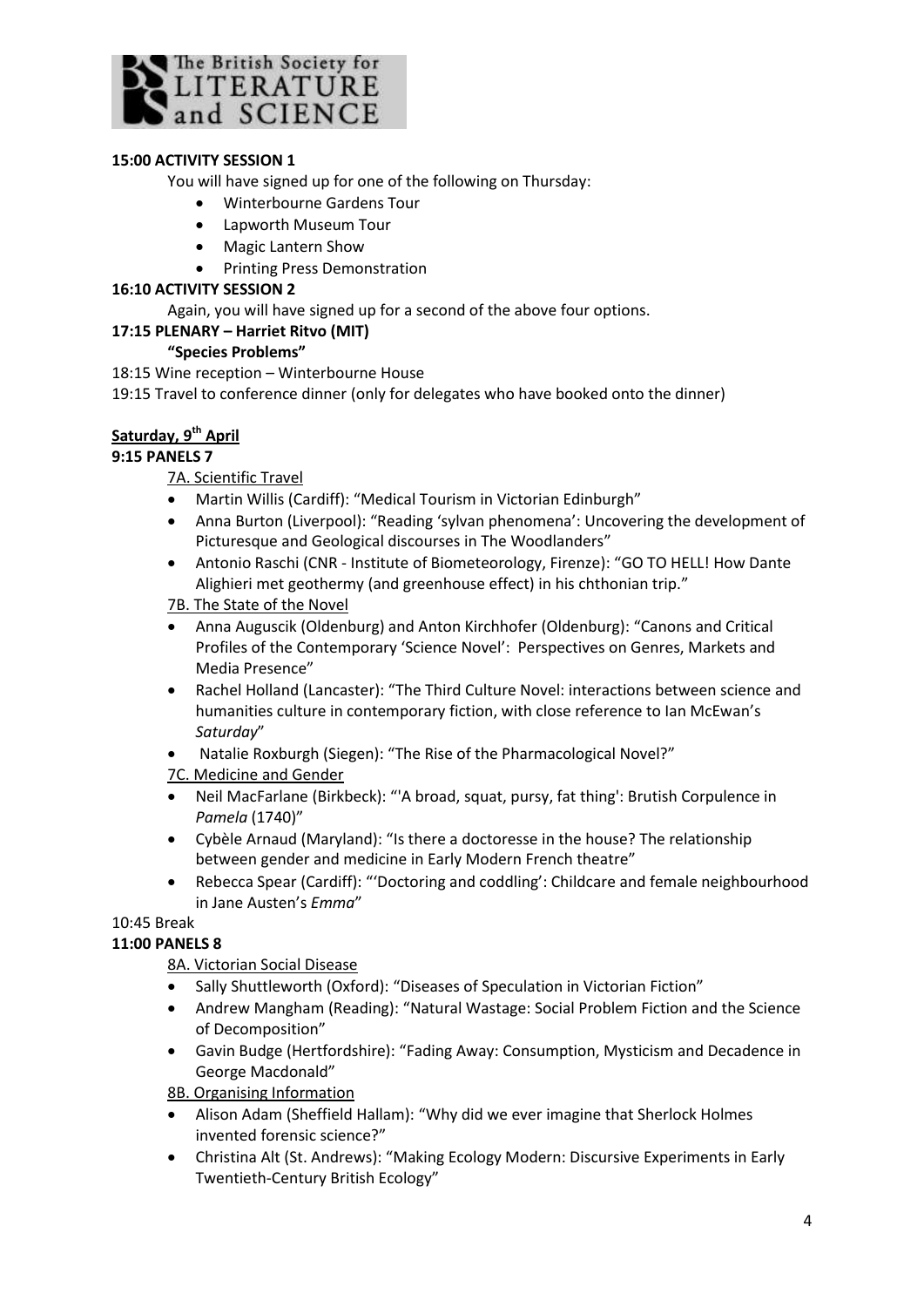**15:00 ACTIVITY SESSION 1**

You will have signed up for one of the following on Thursday:

- Winterbourne Gardens Tour
- Lapworth Museum Tour
- Magic Lantern Show
- Printing Press Demonstration

**16:10 ACTIVITY SESSION 2**

Again, you will have signed up for a second of the above four options.

**17:15 PLENARY – Harriet Ritvo (MIT)**

**"Species Problems"**

18:15 Wine reception – Winterbourne House

19:15 Travel to conference dinner (only for delegates who have booked onto the dinner)

**Saturday, 9th April**

**9:15 PANELS 7**

7A. Scientific Travel

- Martin Willis (Cardiff): "Medical Tourism in Victorian Edinburgh"
- Anna Burton (Liverpool): "Reading 'sylvan phenomena': Uncovering the development of Picturesque and Geological discourses in The Woodlanders"
- Antonio Raschi (CNR - Institute of Biometeorology, Firenze): "GO TO HELL! How Dante Alighieri met geothermy (and greenhouse effect) in his chthonian trip."

7B. The State of the Novel

- Anna Auguscik (Oldenburg) and Anton Kirchhofer (Oldenburg): "Canons and Critical Profiles of the Contemporary 'Science Novel': Perspectives on Genres, Markets and Media Presence"
- Rachel Holland (Lancaster): "The Third Culture Novel: interactions between science and humanities culture in contemporary fiction, with close reference to Ian McEwan's *Saturday*"
- Natalie Roxburgh (Siegen): "The Rise of the Pharmacological Novel?"

7C. Medicine and Gender

- Neil MacFarlane (Birkbeck): "'A broad, squat, pursy, fat thing': Brutish Corpulence in *Pamela* (1740)"
- Cybèle Arnaud (Maryland): "Is there a doctoresse in the house? The relationship between gender and medicine in Early Modern French theatre"
- Rebecca Spear (Cardiff): "'Doctoring and coddling': Childcare and female neighbourhood in Jane Austen's *Emma*"

10:45 Break

**11:00 PANELS 8**

8A. Victorian Social Disease

- Sally Shuttleworth (Oxford): "Diseases of Speculation in Victorian Fiction"
- Andrew Mangham (Reading): "Natural Wastage: Social Problem Fiction and the Science of Decomposition"
- Gavin Budge (Hertfordshire): "Fading Away: Consumption, Mysticism and Decadence in George Macdonald"

8B. Organising Information

- Alison Adam (Sheffield Hallam): "Why did we ever imagine that Sherlock Holmes invented forensic science?"
- Christina Alt (St. Andrews): "Making Ecology Modern: Discursive Experiments in Early Twentieth-Century British Ecology"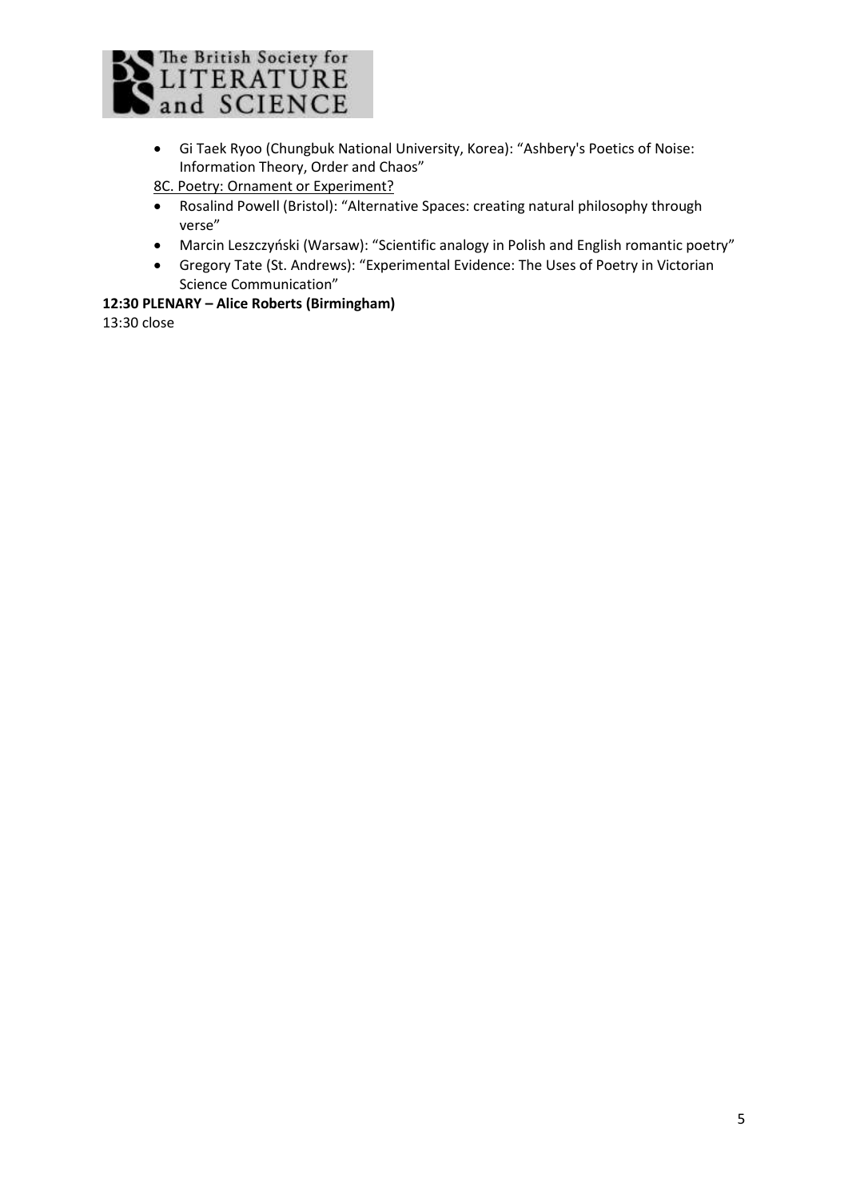- Gi Taek Ryoo (Chungbuk National University, Korea): “Ashbery's Poetics of Noise: Information Theory, Order and Chaos”

8C. Poetry: Ornament or Experiment?

- Rosalind Powell (Bristol): “Alternative Spaces: creating natural philosophy through verse”
- Marcin Leszczyński (Warsaw): “Scientific analogy in Polish and English romantic poetry”
- Gregory Tate (St. Andrews): “Experimental Evidence: The Uses of Poetry in Victorian Science Communication”

**12:30 PLENARY – Alice Roberts (Birmingham)**

13:30 close